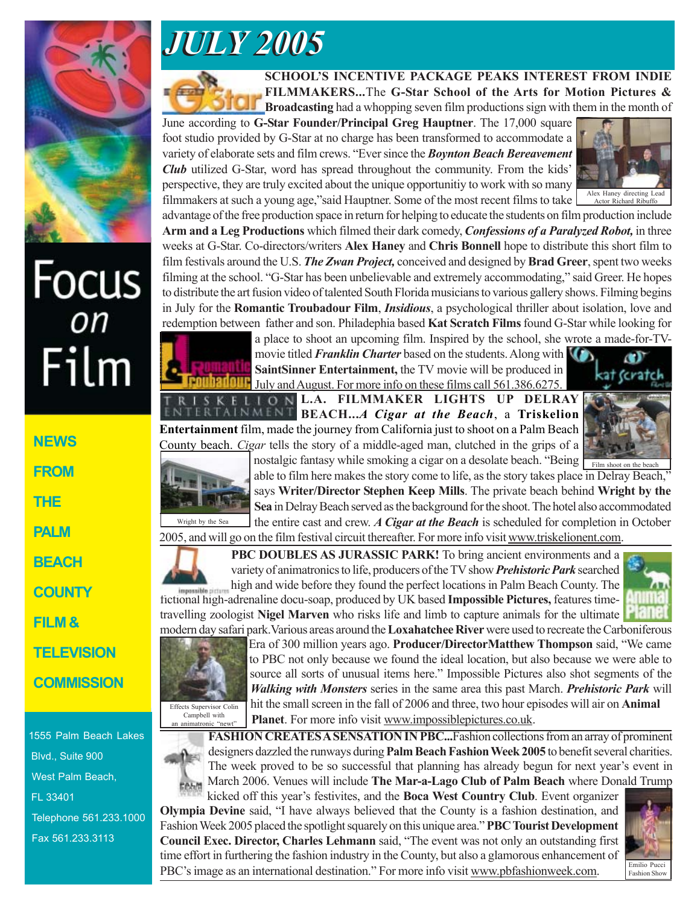# JULY 2005

Focus on Film

NEWS FROM THE PALM BEACH COUNTY FILM & TELEVISION COMMISSION

1555 Palm Beach Lakes Blvd., Suite 900
West Palm Beach, FL 33401
Telephone 561.233.1000
Fax 561.233.3113

**SCHOOL'S INCENTIVE PACKAGE PEAKS INTEREST FROM INDIE FILMMAKERS...**The **G-Star School of the Arts for Motion Pictures & Broadcasting** had a whopping seven film productions sign with them in the month of June according to **G-Star Founder/Principal Greg Hauptner**. The 17,000 square foot studio provided by G-Star at no charge has been transformed to accommodate a variety of elaborate sets and film crews. "Ever since the ***Boynton Beach Bereavement Club*** utilized G-Star, word has spread throughout the community. From the kids' perspective, they are truly excited about the unique opportunitiy to work with so many filmmakers at such a young age,"said Hauptner. Some of the most recent films to take advantage of the free production space in return for helping to educate the students on film production include **Arm and a Leg Productions** which filmed their dark comedy, ***Confessions of a Paralyzed Robot,*** in three weeks at G-Star. Co-directors/writers **Alex Haney** and **Chris Bonnell** hope to distribute this short film to film festivals around the U.S. ***The Zwan Project,*** conceived and designed by **Brad Greer**, spent two weeks filming at the school. "G-Star has been unbelievable and extremely accommodating," said Greer. He hopes to distribute the art fusion video of talented South Florida musicians to various gallery shows. Filming begins in July for the **Romantic Troubadour Film**, ***Insidious***, a psychological thriller about isolation, love and redemption between father and son. Philadephia based **Kat Scratch Films** found G-Star while looking for a place to shoot an upcoming film. Inspired by the school, she wrote a made-for-TV-movie titled ***Franklin Charter*** based on the students. Along with **SaintSinner Entertainment,** the TV movie will be produced in July and August. For more info on these films call 561.386.6275.

Alex Haney directing Lead Actor Richard Ribuffo

**L.A. FILMMAKER LIGHTS UP DELRAY BEACH...*A Cigar at the Beach***, a **Triskelion Entertainment** film, made the journey from California just to shoot on a Palm Beach County beach. *Cigar* tells the story of a middle-aged man, clutched in the grips of a nostalgic fantasy while smoking a cigar on a desolate beach. "Being able to film here makes the story come to life, as the story takes place in Delray Beach," says **Writer/Director Stephen Keep Mills**. The private beach behind **Wright by the Sea** in Delray Beach served as the background for the shoot. The hotel also accommodated the entire cast and crew. ***A Cigar at the Beach*** is scheduled for completion in October 2005, and will go on the film festival circuit thereafter. For more info visit www.triskelionent.com.

Film shoot on the beach

Wright by the Sea

**PBC DOUBLES AS JURASSIC PARK!** To bring ancient environments and a variety of animatronics to life, producers of the TV show ***Prehistoric Park*** searched high and wide before they found the perfect locations in Palm Beach County. The fictional high-adrenaline docu-soap, produced by UK based **Impossible Pictures,** features time-travelling zoologist **Nigel Marven** who risks life and limb to capture animals for the ultimate modern day safari park. Various areas around the **Loxahatchee River** were used to recreate the Carboniferous Era of 300 million years ago. **Producer/DirectorMatthew Thompson** said, "We came to PBC not only because we found the ideal location, but also because we were able to source all sorts of unusual items here." Impossible Pictures also shot segments of the ***Walking with Monsters*** series in the same area this past March. ***Prehistoric Park*** will hit the small screen in the fall of 2006 and three, two hour episodes will air on **Animal Planet**. For more info visit www.impossiblepictures.co.uk.

Effects Supervisor Colin Campbell with an animatronic "newt"

**FASHION CREATES A SENSATION IN PBC...**Fashion collections from an array of prominent designers dazzled the runways during **Palm Beach Fashion Week 2005** to benefit several charities. The week proved to be so successful that planning has already begun for next year's event in March 2006. Venues will include **The Mar-a-Lago Club of Palm Beach** where Donald Trump kicked off this year's festivites, and the **Boca West Country Club**. Event organizer **Olympia Devine** said, "I have always believed that the County is a fashion destination, and Fashion Week 2005 placed the spotlight squarely on this unique area." **PBC Tourist Development Council Exec. Director, Charles Lehmann** said, "The event was not only an outstanding first time effort in furthering the fashion industry in the County, but also a glamorous enhancement of PBC's image as an international destination." For more info visit www.pbfashionweek.com.

Emilio Pucci Fashion Show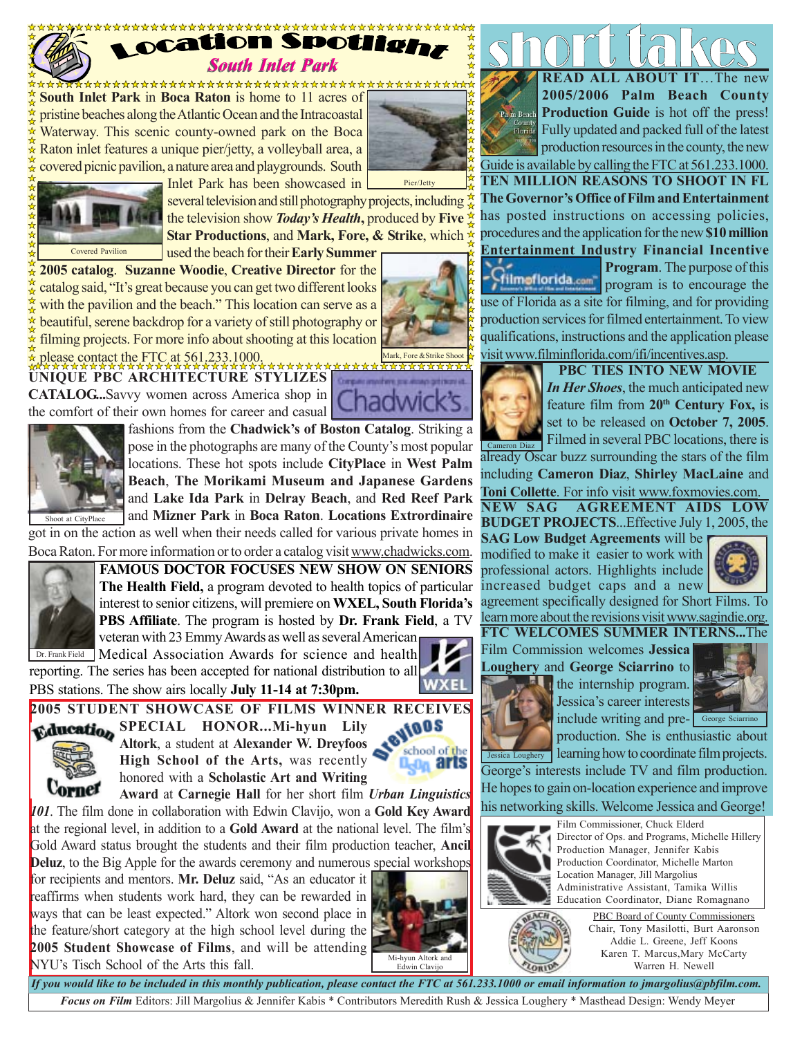# Location Spotlight

## South Inlet Park

**South Inlet Park** in **Boca Raton** is home to 11 acres of pristine beaches along the Atlantic Ocean and the Intracoastal Waterway. This scenic county-owned park on the Boca Raton inlet features a unique pier/jetty, a volleyball area, a covered picnic pavilion, a nature area and playgrounds. South Inlet Park has been showcased in several television and still photography projects, including the television show ***Today's Health***, produced by **Five Star Productions**, and **Mark, Fore, & Strike**, which used the beach for their **Early Summer 2005 catalog**. **Suzanne Woodie**, **Creative Director** for the catalog said, "It's great because you can get two different looks with the pavilion and the beach." This location can serve as a beautiful, serene backdrop for a variety of still photography or filming projects. For more info about shooting at this location please contact the FTC at 561.233.1000.

Pier/Jetty

Covered Pavilion

Mark, Fore & Strike Shoot

**UNIQUE PBC ARCHITECTURE STYLIZES CATALOG...**Savvy women across America shop in the comfort of their own homes for career and casual fashions from the **Chadwick's of Boston Catalog**. Striking a pose in the photographs are many of the County's most popular locations. These hot spots include **CityPlace** in **West Palm Beach**, **The Morikami Museum and Japanese Gardens** and **Lake Ida Park** in **Delray Beach**, and **Red Reef Park** and **Mizner Park** in **Boca Raton**. **Locations Extrordinaire** got in on the action as well when their needs called for various private homes in Boca Raton. For more information or to order a catalog visit www.chadwicks.com.

Shoot at CityPlace

**FAMOUS DOCTOR FOCUSES NEW SHOW ON SENIORS**
**The Health Field,** a program devoted to health topics of particular interest to senior citizens, will premiere on **WXEL, South Florida's PBS Affiliate**. The program is hosted by **Dr. Frank Field**, a TV veteran with 23 Emmy Awards as well as several American Medical Association Awards for science and health reporting. The series has been accepted for national distribution to all PBS stations. The show airs locally **July 11-14 at 7:30pm.**

Dr. Frank Field

## Education Corner

**2005 STUDENT SHOWCASE OF FILMS WINNER RECEIVES SPECIAL HONOR...Mi-hyun Lily Altork**, a student at **Alexander W. Dreyfoos High School of the Arts**, was recently honored with a **Scholastic Art and Writing Award** at **Carnegie Hall** for her short film ***Urban Linguistics 101***. The film done in collaboration with Edwin Clavijo, won a **Gold Key Award** at the regional level, in addition to a **Gold Award** at the national level. The film's Gold Award status brought the students and their film production teacher, **Ancil Deluz**, to the Big Apple for the awards ceremony and numerous special workshops for recipients and mentors. **Mr. Deluz** said, "As an educator it reaffirms when students work hard, they can be rewarded in ways that can be least expected." Altork won second place in the feature/short category at the high school level during the **2005 Student Showcase of Films**, and will be attending NYU's Tisch School of the Arts this fall.

Mi-hyun Altork and Edwin Clavijo

# short takes

**READ ALL ABOUT IT**...The new **2005/2006 Palm Beach County Production Guide** is hot off the press! Fully updated and packed full of the latest production resources in the county, the new Guide is available by calling the FTC at 561.233.1000.

**TEN MILLION REASONS TO SHOOT IN FL**
**The Governor's Office of Film and Entertainment** has posted instructions on accessing policies, procedures and the application for the new **$10 million Entertainment Industry Financial Incentive Program**. The purpose of this program is to encourage the use of Florida as a site for filming, and for providing production services for filmed entertainment. To view qualifications, instructions and the application please visit www.filminflorida.com/ifi/incentives.asp.

**PBC TIES INTO NEW MOVIE**
***In Her Shoes***, the much anticipated new feature film from **20th Century Fox,** is set to be released on **October 7, 2005**. Filmed in several PBC locations, there is already Oscar buzz surrounding the stars of the film including **Cameron Diaz**, **Shirley MacLaine** and **Toni Collette**. For info visit www.foxmovies.com.

Cameron Diaz

**NEW SAG AGREEMENT AIDS LOW BUDGET PROJECTS**...Effective July 1, 2005, the **SAG Low Budget Agreements** will be modified to make it easier to work with professional actors. Highlights include increased budget caps and a new agreement specifically designed for Short Films. To learn more about the revisions visit www.sagindie.org.

**FTC WELCOMES SUMMER INTERNS...**The Film Commission welcomes **Jessica Loughery** and **George Sciarrino** to the internship program. Jessica's career interests include writing and pre-production. She is enthusiastic about learning how to coordinate film projects. George's interests include TV and film production. He hopes to gain on-location experience and improve his networking skills. Welcome Jessica and George!

Jessica Loughery

George Sciarrino

Film Commissioner, Chuck Elderd
Director of Ops. and Programs, Michelle Hillery
Production Manager, Jennifer Kabis
Production Coordinator, Michelle Marton
Location Manager, Jill Margolius
Administrative Assistant, Tamika Willis
Education Coordinator, Diane Romagnano

PBC Board of County Commissioners
Chair, Tony Masilotti, Burt Aaronson
Addie L. Greene, Jeff Koons
Karen T. Marcus, Mary McCarty
Warren H. Newell

*If you would like to be included in this monthly publication, please contact the FTC at 561.233.1000 or email information to jmargolius@pbfilm.com.*

*Focus on Film* Editors: Jill Margolius & Jennifer Kabis * Contributors Meredith Rush & Jessica Loughery * Masthead Design: Wendy Meyer